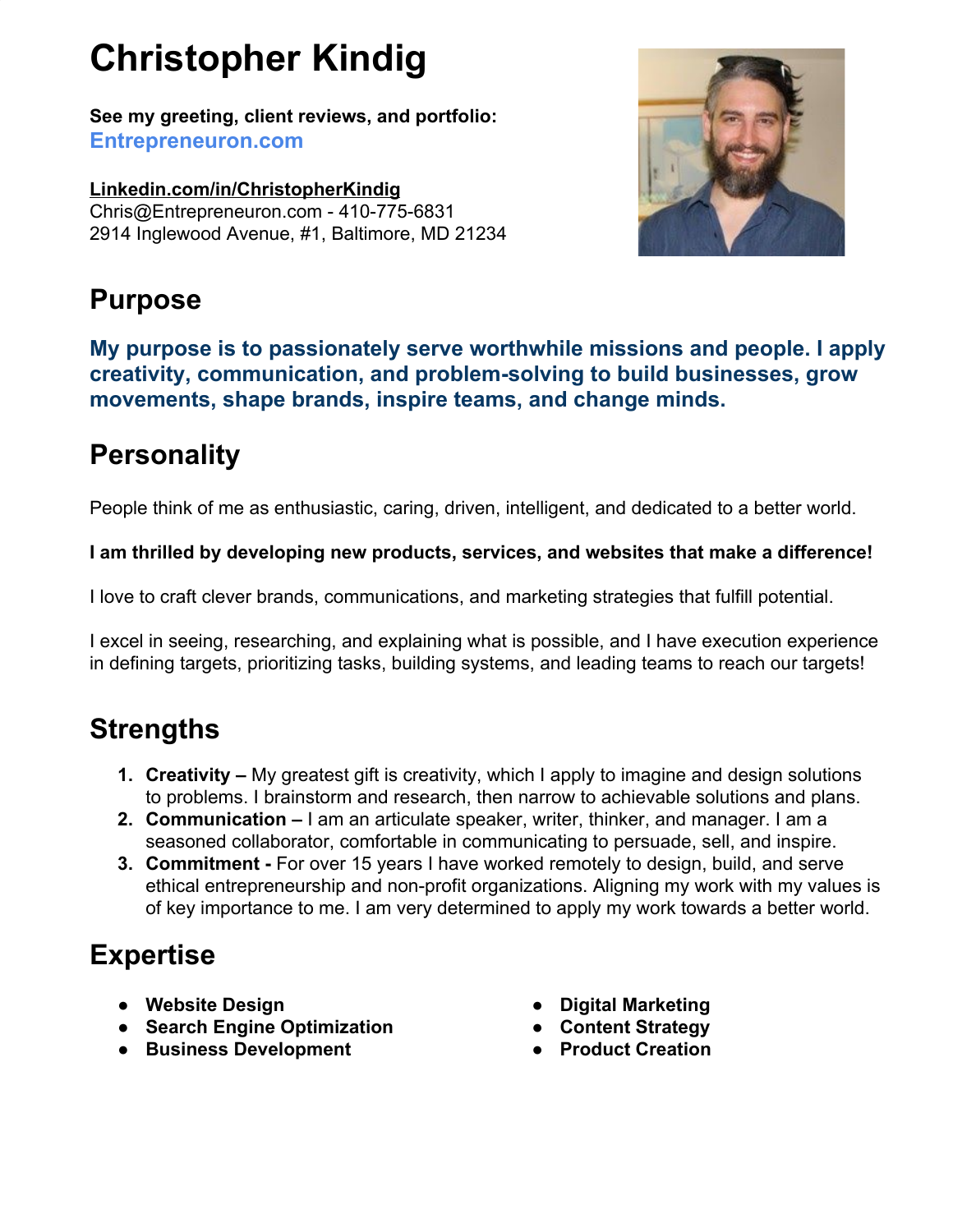# Christopher Kindig

**See my greeting, client reviews, and portfolio:**
**Entrepreneuron.com**

**Linkedin.com/in/ChristopherKindig**
Chris@Entrepreneuron.com - 410-775-6831
2914 Inglewood Avenue, #1, Baltimore, MD 21234

## Purpose

**My purpose is to passionately serve worthwhile missions and people. I apply creativity, communication, and problem-solving to build businesses, grow movements, shape brands, inspire teams, and change minds.**

## Personality

People think of me as enthusiastic, caring, driven, intelligent, and dedicated to a better world.

**I am thrilled by developing new products, services, and websites that make a difference!**

I love to craft clever brands, communications, and marketing strategies that fulfill potential.

I excel in seeing, researching, and explaining what is possible, and I have execution experience in defining targets, prioritizing tasks, building systems, and leading teams to reach our targets!

## Strengths

1. **Creativity –** My greatest gift is creativity, which I apply to imagine and design solutions to problems. I brainstorm and research, then narrow to achievable solutions and plans.
2. **Communication –** I am an articulate speaker, writer, thinker, and manager. I am a seasoned collaborator, comfortable in communicating to persuade, sell, and inspire.
3. **Commitment -** For over 15 years I have worked remotely to design, build, and serve ethical entrepreneurship and non-profit organizations. Aligning my work with my values is of key importance to me. I am very determined to apply my work towards a better world.

## Expertise

- **Website Design**
- **Search Engine Optimization**
- **Business Development**
- **Digital Marketing**
- **Content Strategy**
- **Product Creation**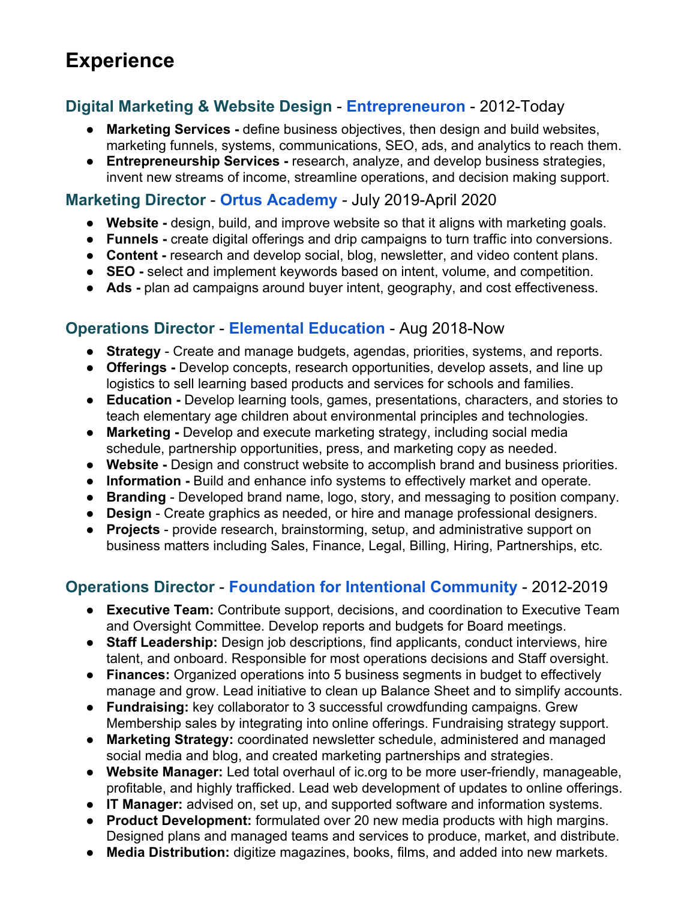# Experience

### Digital Marketing & Website Design - Entrepreneuron - 2012-Today

- **Marketing Services -** define business objectives, then design and build websites, marketing funnels, systems, communications, SEO, ads, and analytics to reach them.
- **Entrepreneurship Services -** research, analyze, and develop business strategies, invent new streams of income, streamline operations, and decision making support.

### Marketing Director - Ortus Academy - July 2019-April 2020

- **Website -** design, build, and improve website so that it aligns with marketing goals.
- **Funnels -** create digital offerings and drip campaigns to turn traffic into conversions.
- **Content -** research and develop social, blog, newsletter, and video content plans.
- **SEO -** select and implement keywords based on intent, volume, and competition.
- **Ads -** plan ad campaigns around buyer intent, geography, and cost effectiveness.

### Operations Director - Elemental Education - Aug 2018-Now

- **Strategy** - Create and manage budgets, agendas, priorities, systems, and reports.
- **Offerings -** Develop concepts, research opportunities, develop assets, and line up logistics to sell learning based products and services for schools and families.
- **Education -** Develop learning tools, games, presentations, characters, and stories to teach elementary age children about environmental principles and technologies.
- **Marketing -** Develop and execute marketing strategy, including social media schedule, partnership opportunities, press, and marketing copy as needed.
- **Website -** Design and construct website to accomplish brand and business priorities.
- **Information -** Build and enhance info systems to effectively market and operate.
- **Branding** - Developed brand name, logo, story, and messaging to position company.
- **Design** - Create graphics as needed, or hire and manage professional designers.
- **Projects** - provide research, brainstorming, setup, and administrative support on business matters including Sales, Finance, Legal, Billing, Hiring, Partnerships, etc.

### Operations Director - Foundation for Intentional Community - 2012-2019

- **Executive Team:** Contribute support, decisions, and coordination to Executive Team and Oversight Committee. Develop reports and budgets for Board meetings.
- **Staff Leadership:** Design job descriptions, find applicants, conduct interviews, hire talent, and onboard. Responsible for most operations decisions and Staff oversight.
- **Finances:** Organized operations into 5 business segments in budget to effectively manage and grow. Lead initiative to clean up Balance Sheet and to simplify accounts.
- **Fundraising:** key collaborator to 3 successful crowdfunding campaigns. Grew Membership sales by integrating into online offerings. Fundraising strategy support.
- **Marketing Strategy:** coordinated newsletter schedule, administered and managed social media and blog, and created marketing partnerships and strategies.
- **Website Manager:** Led total overhaul of ic.org to be more user-friendly, manageable, profitable, and highly trafficked. Lead web development of updates to online offerings.
- **IT Manager:** advised on, set up, and supported software and information systems.
- **Product Development:** formulated over 20 new media products with high margins. Designed plans and managed teams and services to produce, market, and distribute.
- **Media Distribution:** digitize magazines, books, films, and added into new markets.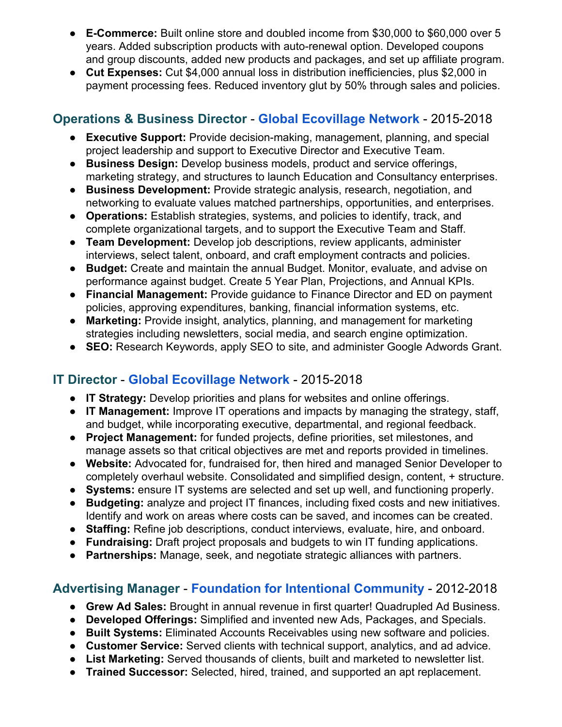- **E-Commerce:** Built online store and doubled income from $30,000 to $60,000 over 5 years. Added subscription products with auto-renewal option. Developed coupons and group discounts, added new products and packages, and set up affiliate program.
- **Cut Expenses:** Cut $4,000 annual loss in distribution inefficiencies, plus $2,000 in payment processing fees. Reduced inventory glut by 50% through sales and policies.

## Operations & Business Director - Global Ecovillage Network - 2015-2018

- **Executive Support:** Provide decision-making, management, planning, and special project leadership and support to Executive Director and Executive Team.
- **Business Design:** Develop business models, product and service offerings, marketing strategy, and structures to launch Education and Consultancy enterprises.
- **Business Development:** Provide strategic analysis, research, negotiation, and networking to evaluate values matched partnerships, opportunities, and enterprises.
- **Operations:** Establish strategies, systems, and policies to identify, track, and complete organizational targets, and to support the Executive Team and Staff.
- **Team Development:** Develop job descriptions, review applicants, administer interviews, select talent, onboard, and craft employment contracts and policies.
- **Budget:** Create and maintain the annual Budget. Monitor, evaluate, and advise on performance against budget. Create 5 Year Plan, Projections, and Annual KPIs.
- **Financial Management:** Provide guidance to Finance Director and ED on payment policies, approving expenditures, banking, financial information systems, etc.
- **Marketing:** Provide insight, analytics, planning, and management for marketing strategies including newsletters, social media, and search engine optimization.
- **SEO:** Research Keywords, apply SEO to site, and administer Google Adwords Grant.

## IT Director - Global Ecovillage Network - 2015-2018

- **IT Strategy:** Develop priorities and plans for websites and online offerings.
- **IT Management:** Improve IT operations and impacts by managing the strategy, staff, and budget, while incorporating executive, departmental, and regional feedback.
- **Project Management:** for funded projects, define priorities, set milestones, and manage assets so that critical objectives are met and reports provided in timelines.
- **Website:** Advocated for, fundraised for, then hired and managed Senior Developer to completely overhaul website. Consolidated and simplified design, content, + structure.
- **Systems:** ensure IT systems are selected and set up well, and functioning properly.
- **Budgeting:** analyze and project IT finances, including fixed costs and new initiatives. Identify and work on areas where costs can be saved, and incomes can be created.
- **Staffing:** Refine job descriptions, conduct interviews, evaluate, hire, and onboard.
- **Fundraising:** Draft project proposals and budgets to win IT funding applications.
- **Partnerships:** Manage, seek, and negotiate strategic alliances with partners.

## Advertising Manager - Foundation for Intentional Community - 2012-2018

- **Grew Ad Sales:** Brought in annual revenue in first quarter! Quadrupled Ad Business.
- **Developed Offerings:** Simplified and invented new Ads, Packages, and Specials.
- **Built Systems:** Eliminated Accounts Receivables using new software and policies.
- **Customer Service:** Served clients with technical support, analytics, and ad advice.
- **List Marketing:** Served thousands of clients, built and marketed to newsletter list.
- **Trained Successor:** Selected, hired, trained, and supported an apt replacement.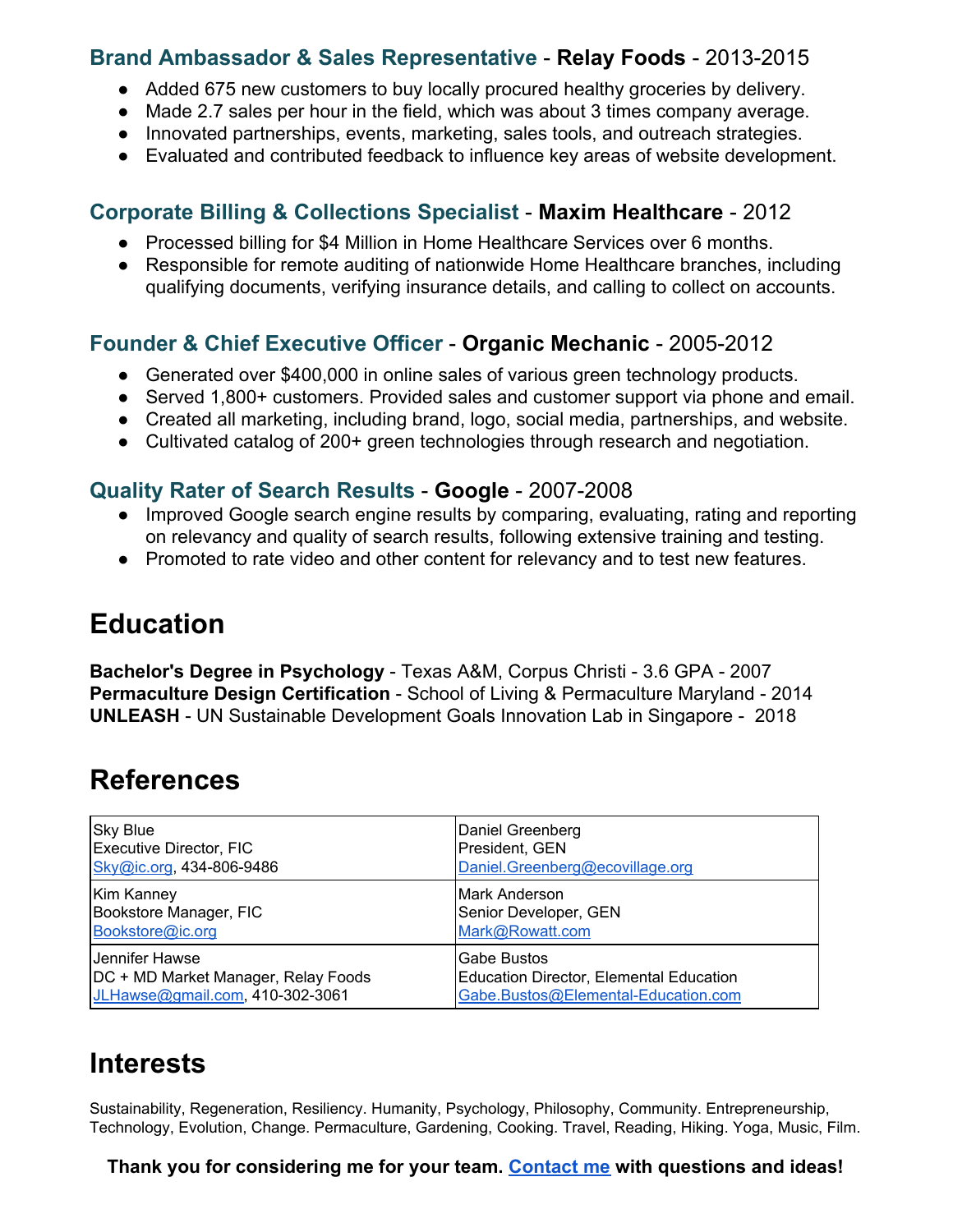### **Brand Ambassador & Sales Representative** - **Relay Foods** - 2013-2015

- Added 675 new customers to buy locally procured healthy groceries by delivery.
- Made 2.7 sales per hour in the field, which was about 3 times company average.
- Innovated partnerships, events, marketing, sales tools, and outreach strategies.
- Evaluated and contributed feedback to influence key areas of website development.

### **Corporate Billing & Collections Specialist** - **Maxim Healthcare** - 2012

- Processed billing for $4 Million in Home Healthcare Services over 6 months.
- Responsible for remote auditing of nationwide Home Healthcare branches, including qualifying documents, verifying insurance details, and calling to collect on accounts.

### **Founder & Chief Executive Officer** - **Organic Mechanic** - 2005-2012

- Generated over $400,000 in online sales of various green technology products.
- Served 1,800+ customers. Provided sales and customer support via phone and email.
- Created all marketing, including brand, logo, social media, partnerships, and website.
- Cultivated catalog of 200+ green technologies through research and negotiation.

### **Quality Rater of Search Results** - **Google** - 2007-2008

- Improved Google search engine results by comparing, evaluating, rating and reporting on relevancy and quality of search results, following extensive training and testing.
- Promoted to rate video and other content for relevancy and to test new features.

## Education

**Bachelor's Degree in Psychology** - Texas A&M, Corpus Christi - 3.6 GPA - 2007
**Permaculture Design Certification** - School of Living & Permaculture Maryland - 2014
**UNLEASH** - UN Sustainable Development Goals Innovation Lab in Singapore - 2018

## References

| | |
|---|---|
| Sky Blue<br>Executive Director, FIC<br>Sky@ic.org, 434-806-9486 | Daniel Greenberg<br>President, GEN<br>Daniel.Greenberg@ecovillage.org |
| Kim Kanney<br>Bookstore Manager, FIC<br>Bookstore@ic.org | Mark Anderson<br>Senior Developer, GEN<br>Mark@Rowatt.com |
| Jennifer Hawse<br>DC + MD Market Manager, Relay Foods<br>JLHawse@gmail.com, 410-302-3061 | Gabe Bustos<br>Education Director, Elemental Education<br>Gabe.Bustos@Elemental-Education.com |

## Interests

Sustainability, Regeneration, Resiliency. Humanity, Psychology, Philosophy, Community. Entrepreneurship, Technology, Evolution, Change. Permaculture, Gardening, Cooking. Travel, Reading, Hiking. Yoga, Music, Film.

**Thank you for considering me for your team. Contact me with questions and ideas!**